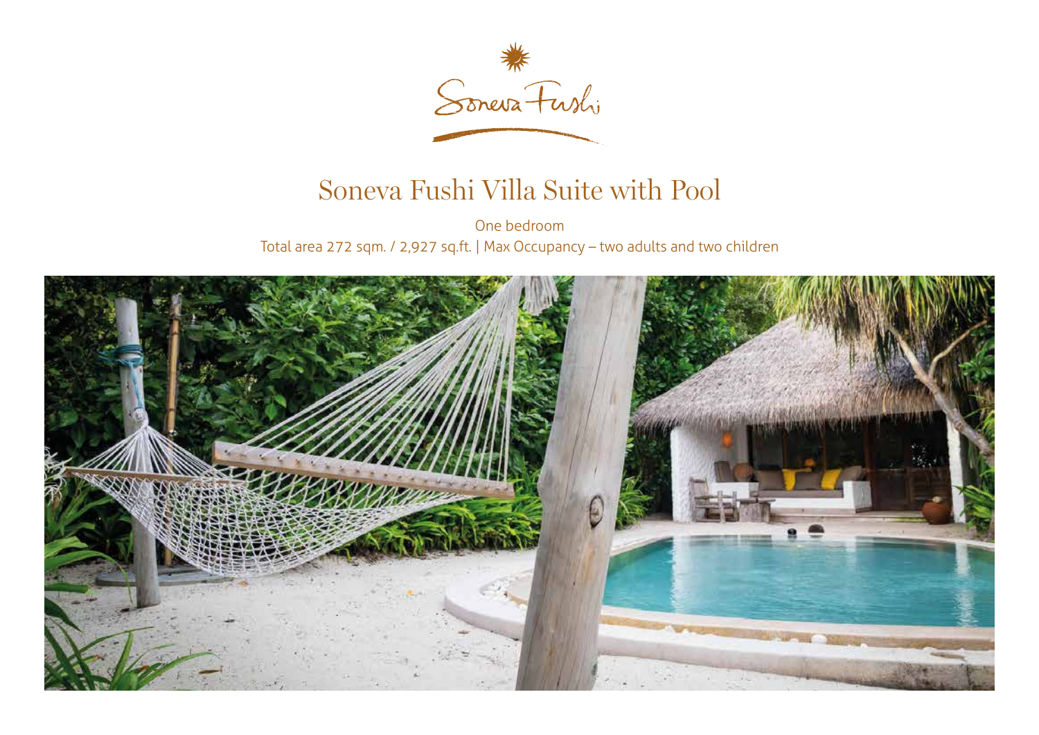# Soneva Fushi Villa Suite with Pool

One bedroom

Total area 272 sqm. / 2,927 sq.ft. | Max Occupancy – two adults and two children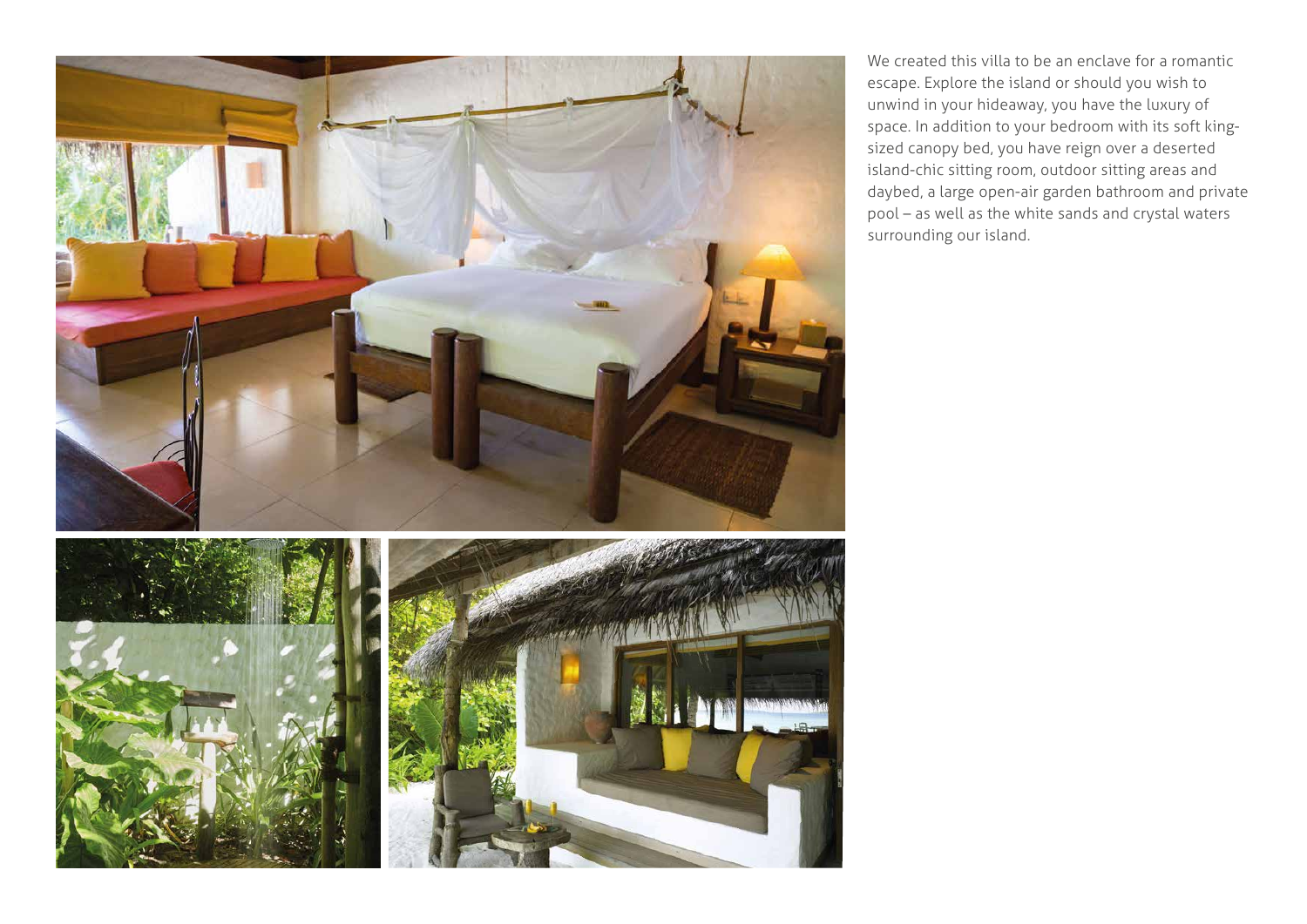We created this villa to be an enclave for a romantic escape. Explore the island or should you wish to unwind in your hideaway, you have the luxury of space. In addition to your bedroom with its soft king-sized canopy bed, you have reign over a deserted island-chic sitting room, outdoor sitting areas and daybed, a large open-air garden bathroom and private pool – as well as the white sands and crystal waters surrounding our island.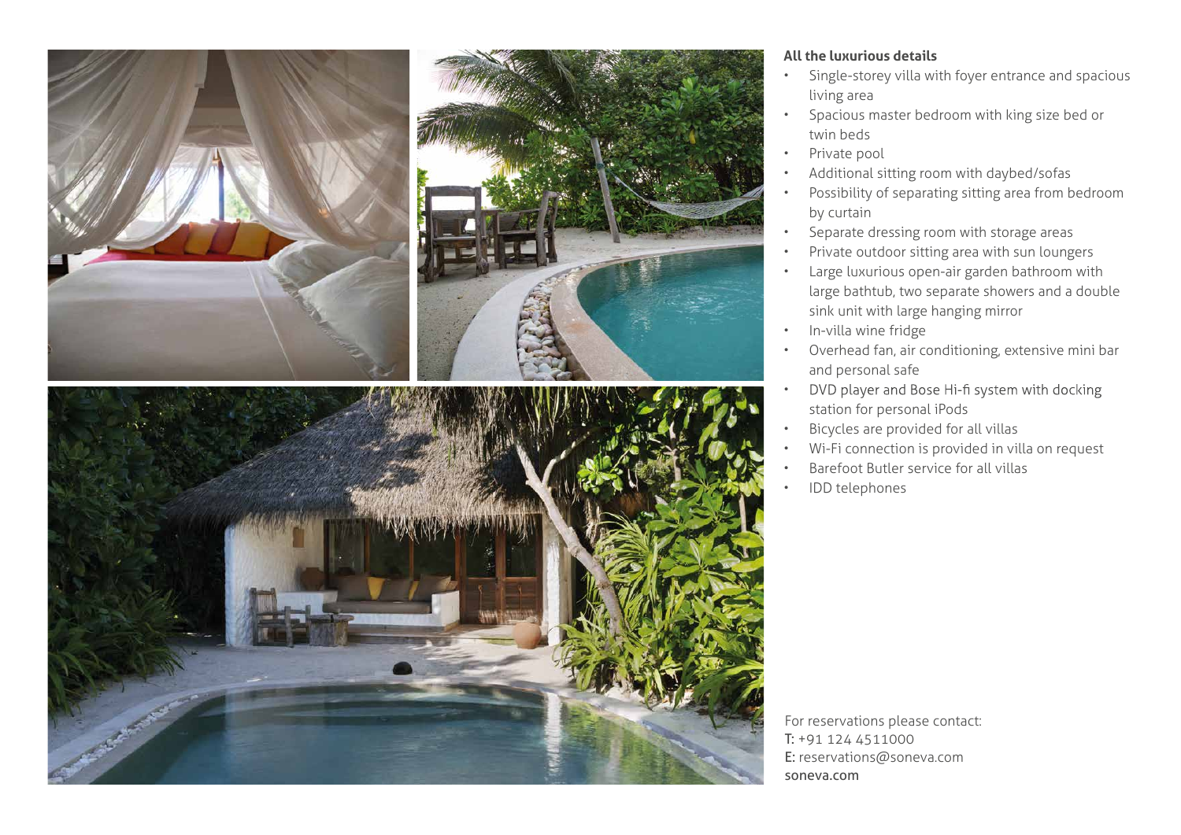**All the luxurious details**

- Single-storey villa with foyer entrance and spacious living area
- Spacious master bedroom with king size bed or twin beds
- Private pool
- Additional sitting room with daybed/sofas
- Possibility of separating sitting area from bedroom by curtain
- Separate dressing room with storage areas
- Private outdoor sitting area with sun loungers
- Large luxurious open-air garden bathroom with large bathtub, two separate showers and a double sink unit with large hanging mirror
- In-villa wine fridge
- Overhead fan, air conditioning, extensive mini bar and personal safe
- DVD player and Bose Hi-fi system with docking station for personal iPods
- Bicycles are provided for all villas
- Wi-Fi connection is provided in villa on request
- Barefoot Butler service for all villas
- IDD telephones

For reservations please contact:
T: +91 124 4511000
E: reservations@soneva.com
soneva.com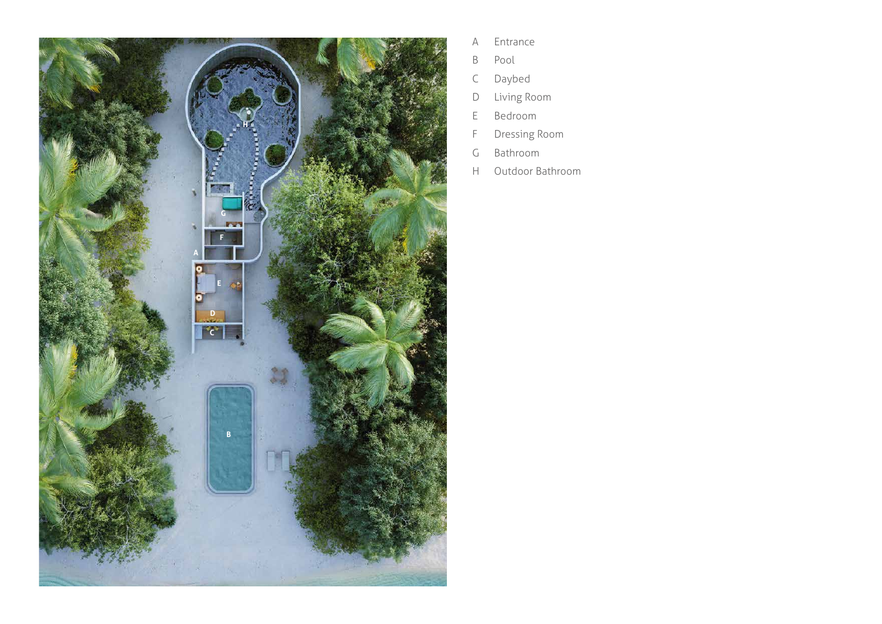A Entrance
B Pool
C Daybed
D Living Room
E Bedroom
F Dressing Room
G Bathroom
H Outdoor Bathroom